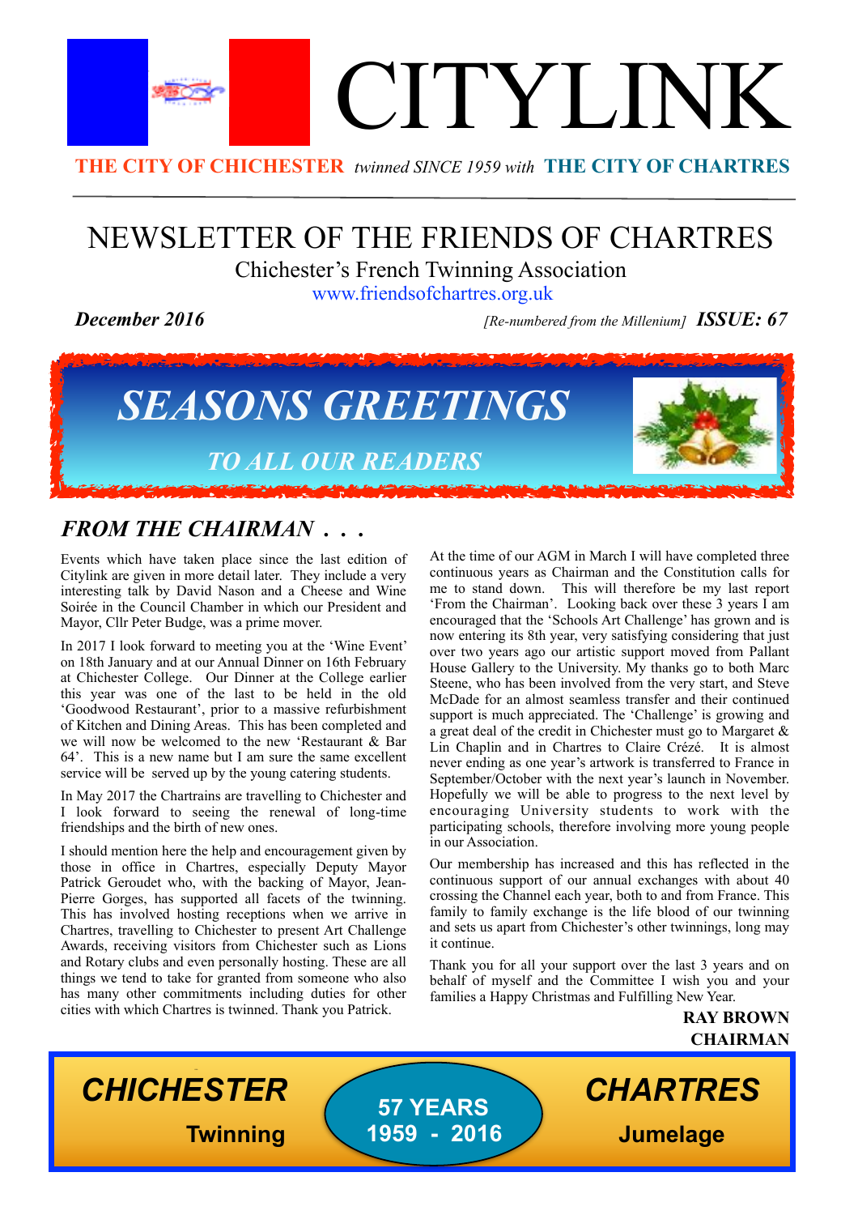# CITYLINK

**THE CITY OF CHICHESTER** *twinned SINCE 1959 with* **THE CITY OF CHARTRES**

## NEWSLETTER OF THE FRIENDS OF CHARTRES

Chichester's French Twinning Association

www.friendsofchartres.org.uk

***December 2016*** *[Re-numbered from the Millenium]* ***ISSUE: 67***

## *SEASONS GREETINGS*

### *TO ALL OUR READERS*

## *FROM THE CHAIRMAN . . .*

Events which have taken place since the last edition of Citylink are given in more detail later. They include a very interesting talk by David Nason and a Cheese and Wine Soirée in the Council Chamber in which our President and Mayor, Cllr Peter Budge, was a prime mover.

In 2017 I look forward to meeting you at the 'Wine Event' on 18th January and at our Annual Dinner on 16th February at Chichester College. Our Dinner at the College earlier this year was one of the last to be held in the old 'Goodwood Restaurant', prior to a massive refurbishment of Kitchen and Dining Areas. This has been completed and we will now be welcomed to the new 'Restaurant & Bar 64'. This is a new name but I am sure the same excellent service will be served up by the young catering students.

In May 2017 the Chartrains are travelling to Chichester and I look forward to seeing the renewal of long-time friendships and the birth of new ones.

I should mention here the help and encouragement given by those in office in Chartres, especially Deputy Mayor Patrick Geroudet who, with the backing of Mayor, Jean-Pierre Gorges, has supported all facets of the twinning. This has involved hosting receptions when we arrive in Chartres, travelling to Chichester to present Art Challenge Awards, receiving visitors from Chichester such as Lions and Rotary clubs and even personally hosting. These are all things we tend to take for granted from someone who also has many other commitments including duties for other cities with which Chartres is twinned. Thank you Patrick.

At the time of our AGM in March I will have completed three continuous years as Chairman and the Constitution calls for me to stand down. This will therefore be my last report 'From the Chairman'. Looking back over these 3 years I am encouraged that the 'Schools Art Challenge' has grown and is now entering its 8th year, very satisfying considering that just over two years ago our artistic support moved from Pallant House Gallery to the University. My thanks go to both Marc Steene, who has been involved from the very start, and Steve McDade for an almost seamless transfer and their continued support is much appreciated. The 'Challenge' is growing and a great deal of the credit in Chichester must go to Margaret & Lin Chaplin and in Chartres to Claire Crézé. It is almost never ending as one year's artwork is transferred to France in September/October with the next year's launch in November. Hopefully we will be able to progress to the next level by encouraging University students to work with the participating schools, therefore involving more young people in our Association.

Our membership has increased and this has reflected in the continuous support of our annual exchanges with about 40 crossing the Channel each year, both to and from France. This family to family exchange is the life blood of our twinning and sets us apart from Chichester's other twinnings, long may it continue.

Thank you for all your support over the last 3 years and on behalf of myself and the Committee I wish you and your families a Happy Christmas and Fulfilling New Year.

**RAY BROWN**
**CHAIRMAN**

**CHICHESTER** — **Twinning** | **57 YEARS 1959 - 2016** | **CHARTRES** — **Jumelage**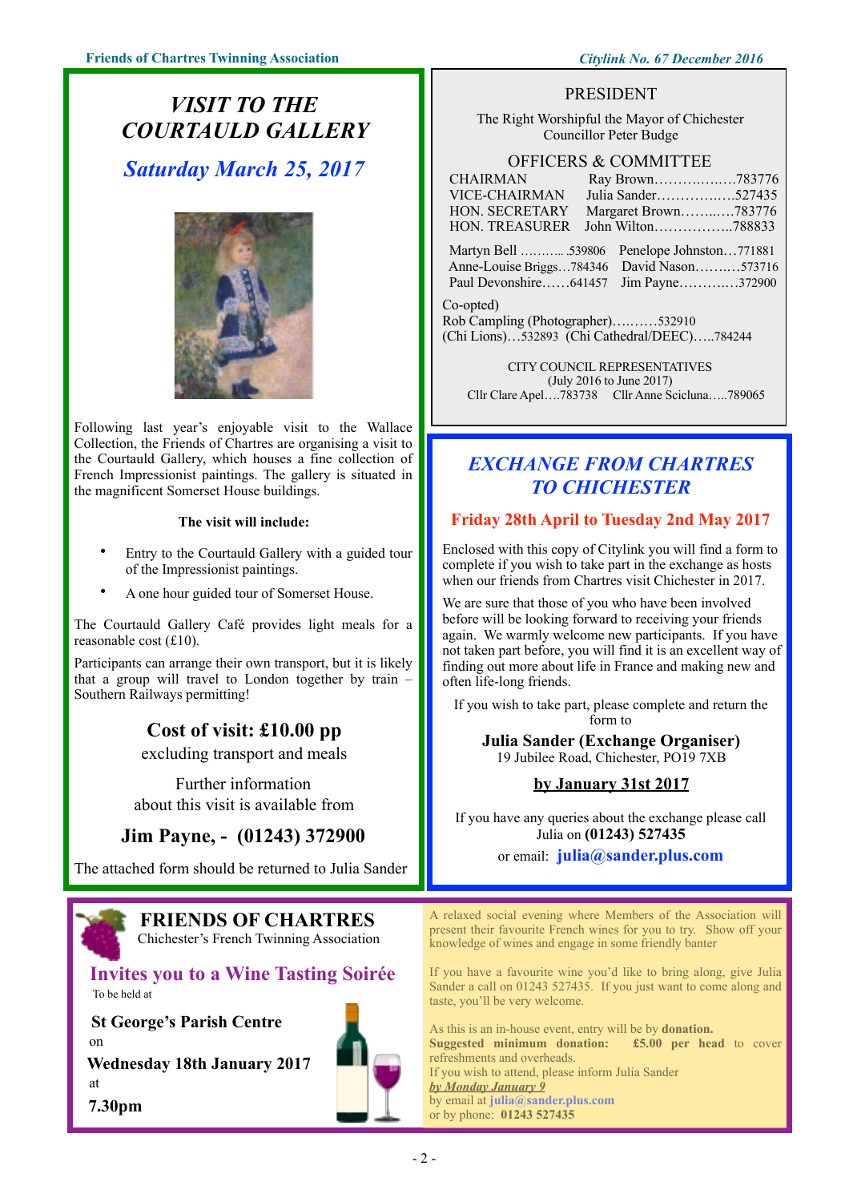# VISIT TO THE COURTAULD GALLERY

## *Saturday March 25, 2017*

Following last year's enjoyable visit to the Wallace Collection, the Friends of Chartres are organising a visit to the Courtauld Gallery, which houses a fine collection of French Impressionist paintings. The gallery is situated in the magnificent Somerset House buildings.

**The visit will include:**

- Entry to the Courtauld Gallery with a guided tour of the Impressionist paintings.
- A one hour guided tour of Somerset House.

The Courtauld Gallery Café provides light meals for a reasonable cost (£10).

Participants can arrange their own transport, but it is likely that a group will travel to London together by train – Southern Railways permitting!

**Cost of visit: £10.00 pp**

excluding transport and meals

Further information about this visit is available from

**Jim Payne, - (01243) 372900**

The attached form should be returned to Julia Sander

## PRESIDENT

The Right Worshipful the Mayor of Chichester
Councillor Peter Budge

## OFFICERS & COMMITTEE

| | |
|---|---|
| CHAIRMAN | Ray Brown……………….783776 |
| VICE-CHAIRMAN | Julia Sander……………..527435 |
| HON. SECRETARY | Margaret Brown………..783776 |
| HON. TREASURER | John Wilton……………..788833 |

| | |
|---|---|
| Martyn Bell ………...539806 | Penelope Johnston…771881 |
| Anne-Louise Briggs…784346 | David Nason……...…573716 |
| Paul Devonshire……641457 | Jim Payne………..…372900 |

Co-opted)
Rob Campling (Photographer)….……532910
(Chi Lions)…532893 (Chi Cathedral/DEEC)…..784244

CITY COUNCIL REPRESENTATIVES
(July 2016 to June 2017)
Cllr Clare Apel….783738 Cllr Anne Scicluna…..789065

# *EXCHANGE FROM CHARTRES TO CHICHESTER*

**Friday 28th April to Tuesday 2nd May 2017**

Enclosed with this copy of Citylink you will find a form to complete if you wish to take part in the exchange as hosts when our friends from Chartres visit Chichester in 2017.

We are sure that those of you who have been involved before will be looking forward to receiving your friends again. We warmly welcome new participants. If you have not taken part before, you will find it is an excellent way of finding out more about life in France and making new and often life-long friends.

If you wish to take part, please complete and return the form to

**Julia Sander (Exchange Organiser)**
19 Jubilee Road, Chichester, PO19 7XB

**by January 31st 2017**

If you have any queries about the exchange please call Julia on **(01243) 527435**
or email: **julia@sander.plus.com**

# FRIENDS OF CHARTRES

Chichester's French Twinning Association

## Invites you to a Wine Tasting Soirée

To be held at

**St George's Parish Centre**

on

**Wednesday 18th January 2017**

at

**7.30pm**

A relaxed social evening where Members of the Association will present their favourite French wines for you to try. Show off your knowledge of wines and engage in some friendly banter

If you have a favourite wine you'd like to bring along, give Julia Sander a call on 01243 527435. If you just want to come along and taste, you'll be very welcome.

As this is an in-house event, entry will be by **donation.**
**Suggested minimum donation: £5.00 per head** to cover refreshments and overheads.
If you wish to attend, please inform Julia Sander
***by Monday January 9***
by email at **julia@sander.plus.com**
or by phone: **01243 527435**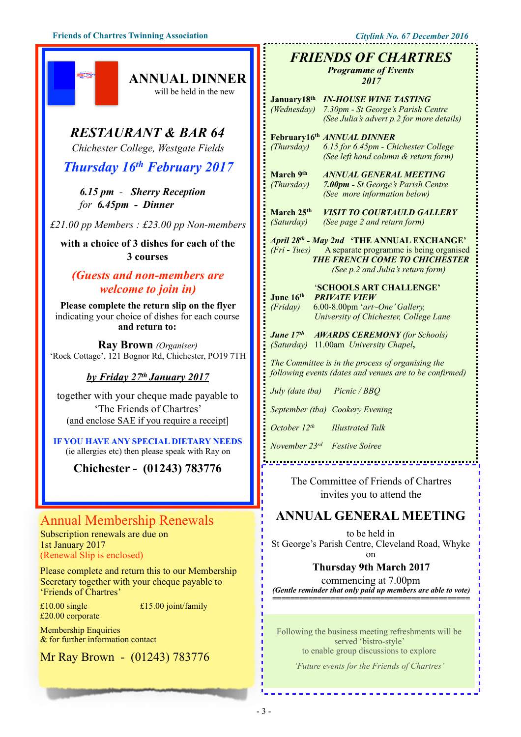## ANNUAL DINNER

will be held in the new

### *RESTAURANT & BAR 64*

*Chichester College, Westgate Fields*

### *Thursday 16th February 2017*

***6.15 pm - Sherry Reception***
*for* ***6.45pm - Dinner***

*£21.00 pp Members : £23.00 pp Non-members*

**with a choice of 3 dishes for each of the 3 courses**

***(Guests and non-members are welcome to join in)***

**Please complete the return slip on the flyer** indicating your choice of dishes for each course **and return to:**

**Ray Brown** *(Organiser)*
'Rock Cottage', 121 Bognor Rd, Chichester, PO19 7TH

***by Friday 27th January 2017***

together with your cheque made payable to 'The Friends of Chartres'
(and enclose SAE if you require a receipt)

**IF YOU HAVE ANY SPECIAL DIETARY NEEDS**
(ie allergies etc) then please speak with Ray on

**Chichester - (01243) 783776**

## Annual Membership Renewals

Subscription renewals are due on 1st January 2017
(Renewal Slip is enclosed)

Please complete and return this to our Membership Secretary together with your cheque payable to 'Friends of Chartres'

£10.00 single £15.00 joint/family
£20.00 corporate

Membership Enquiries
& for further information contact

Mr Ray Brown - (01243) 783776

## *FRIENDS OF CHARTRES*

***Programme of Events 2017***

**January18th** (Wednesday) — ***IN-HOUSE WINE TASTING***
*7.30pm - St George's Parish Centre*
*(See Julia's advert p.2 for more details)*

**February16th** (Thursday) — ***ANNUAL DINNER***
*6.15 for 6.45pm - Chichester College*
*(See left hand column & return form)*

**March 9th** (Thursday) — ***ANNUAL GENERAL MEETING***
***7.00pm -*** *St George's Parish Centre.*
*(See more information below)*

**March 25th** (Saturday) — ***VISIT TO COURTAULD GALLERY***
*(See page 2 and return form)*

***April 28th - May 2nd*** *(Fri - Tues)* — **'THE ANNUAL EXCHANGE'**
A separate programme is being organised
***THE FRENCH COME TO CHICHESTER***
*(See p.2 and Julia's return form)*

**June 16th** (Friday) — **'SCHOOLS ART CHALLENGE'**
***PRIVATE VIEW***
6.00-8.00pm '*art~One' Gallery,*
*University of Chichester, College Lane*

***June 17th*** (Saturday) — ***AWARDS CEREMONY*** *(for Schools)*
11.00am *University Chapel*,

*The Committee is in the process of organising the following events (dates and venues are to be confirmed)*

*July (date tba)* — *Picnic / BBQ*

*September (tba)* — *Cookery Evening*

*October 12th* — *Illustrated Talk*

*November 23rd* — *Festive Soiree*

The Committee of Friends of Chartres invites you to attend the

## ANNUAL GENERAL MEETING

to be held in
St George's Parish Centre, Cleveland Road, Whyke
on
**Thursday 9th March 2017**
commencing at 7.00pm
***(Gentle reminder that only paid up members are able to vote)***

Following the business meeting refreshments will be served 'bistro-style'
to enable group discussions to explore

*'Future events for the Friends of Chartres'*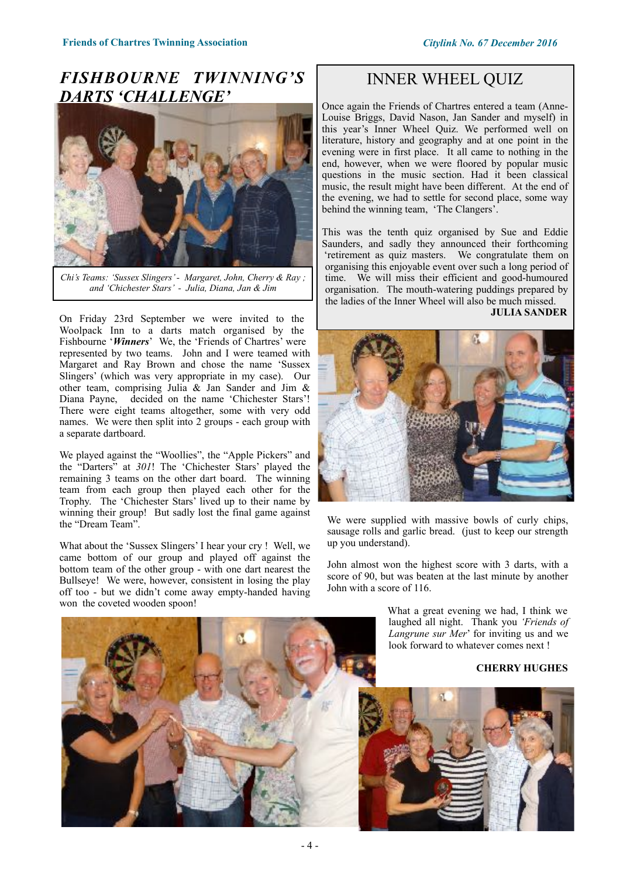# FISHBOURNE TWINNING'S DARTS 'CHALLENGE'

*Chi's Teams: 'Sussex Slingers' - Margaret, John, Cherry & Ray ; and 'Chichester Stars' - Julia, Diana, Jan & Jim*

On Friday 23rd September we were invited to the Woolpack Inn to a darts match organised by the Fishbourne '***Winners***' We, the 'Friends of Chartres' were represented by two teams. John and I were teamed with Margaret and Ray Brown and chose the name 'Sussex Slingers' (which was very appropriate in my case). Our other team, comprising Julia & Jan Sander and Jim & Diana Payne, decided on the name 'Chichester Stars'! There were eight teams altogether, some with very odd names. We were then split into 2 groups - each group with a separate dartboard.

We played against the "Woollies", the "Apple Pickers" and the "Darters" at *301*! The 'Chichester Stars' played the remaining 3 teams on the other dart board. The winning team from each group then played each other for the Trophy. The 'Chichester Stars' lived up to their name by winning their group! But sadly lost the final game against the "Dream Team".

What about the 'Sussex Slingers' I hear your cry ! Well, we came bottom of our group and played off against the bottom team of the other group - with one dart nearest the Bullseye! We were, however, consistent in losing the play off too - but we didn't come away empty-handed having won the coveted wooden spoon!

We were supplied with massive bowls of curly chips, sausage rolls and garlic bread. (just to keep our strength up you understand).

John almost won the highest score with 3 darts, with a score of 90, but was beaten at the last minute by another John with a score of 116.

What a great evening we had, I think we laughed all night. Thank you *'Friends of Langrune sur Mer'* for inviting us and we look forward to whatever comes next !

**CHERRY HUGHES**

# INNER WHEEL QUIZ

Once again the Friends of Chartres entered a team (Anne-Louise Briggs, David Nason, Jan Sander and myself) in this year's Inner Wheel Quiz. We performed well on literature, history and geography and at one point in the evening were in first place. It all came to nothing in the end, however, when we were floored by popular music questions in the music section. Had it been classical music, the result might have been different. At the end of the evening, we had to settle for second place, some way behind the winning team, 'The Clangers'.

This was the tenth quiz organised by Sue and Eddie Saunders, and sadly they announced their forthcoming 'retirement as quiz masters. We congratulate them on organising this enjoyable event over such a long period of time. We will miss their efficient and good-humoured organisation. The mouth-watering puddings prepared by the ladies of the Inner Wheel will also be much missed.

**JULIA SANDER**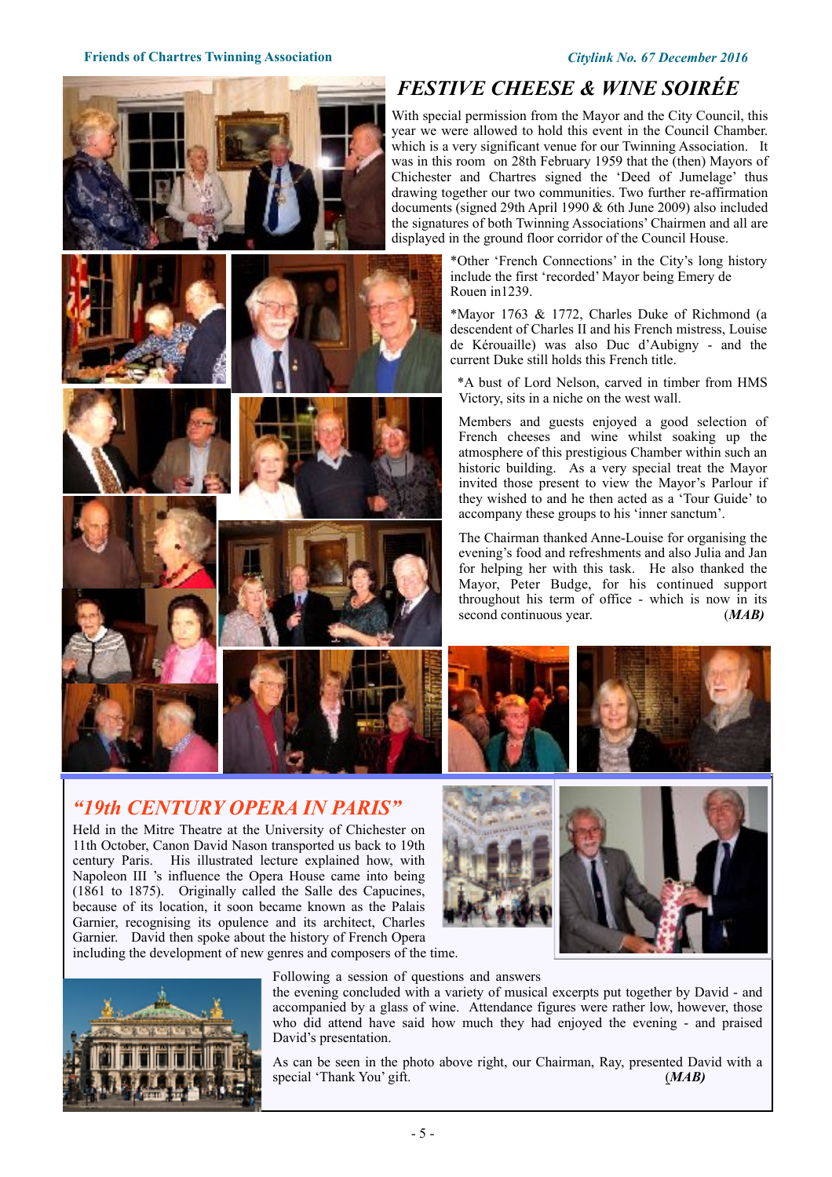# FESTIVE CHEESE & WINE SOIRÉE

With special permission from the Mayor and the City Council, this year we were allowed to hold this event in the Council Chamber. which is a very significant venue for our Twinning Association. It was in this room on 28th February 1959 that the (then) Mayors of Chichester and Chartres signed the 'Deed of Jumelage' thus drawing together our two communities. Two further re-affirmation documents (signed 29th April 1990 & 6th June 2009) also included the signatures of both Twinning Associations' Chairmen and all are displayed in the ground floor corridor of the Council House.

*Other 'French Connections' in the City's long history include the first 'recorded' Mayor being Emery de Rouen in1239.

*Mayor 1763 & 1772, Charles Duke of Richmond (a descendent of Charles II and his French mistress, Louise de Kérouaille) was also Duc d'Aubigny - and the current Duke still holds this French title.

*A bust of Lord Nelson, carved in timber from HMS Victory, sits in a niche on the west wall.

Members and guests enjoyed a good selection of French cheeses and wine whilst soaking up the atmosphere of this prestigious Chamber within such an historic building. As a very special treat the Mayor invited those present to view the Mayor's Parlour if they wished to and he then acted as a 'Tour Guide' to accompany these groups to his 'inner sanctum'.

The Chairman thanked Anne-Louise for organising the evening's food and refreshments and also Julia and Jan for helping her with this task. He also thanked the Mayor, Peter Budge, for his continued support throughout his term of office - which is now in its second continuous year. (***MAB***)

## *"19th CENTURY OPERA IN PARIS"*

Held in the Mitre Theatre at the University of Chichester on 11th October, Canon David Nason transported us back to 19th century Paris. His illustrated lecture explained how, with Napoleon III 's influence the Opera House came into being (1861 to 1875). Originally called the Salle des Capucines, because of its location, it soon became known as the Palais Garnier, recognising its opulence and its architect, Charles Garnier. David then spoke about the history of French Opera including the development of new genres and composers of the time.

Following a session of questions and answers the evening concluded with a variety of musical excerpts put together by David - and accompanied by a glass of wine. Attendance figures were rather low, however, those who did attend have said how much they had enjoyed the evening - and praised David's presentation.

As can be seen in the photo above right, our Chairman, Ray, presented David with a special 'Thank You' gift. (***MAB***)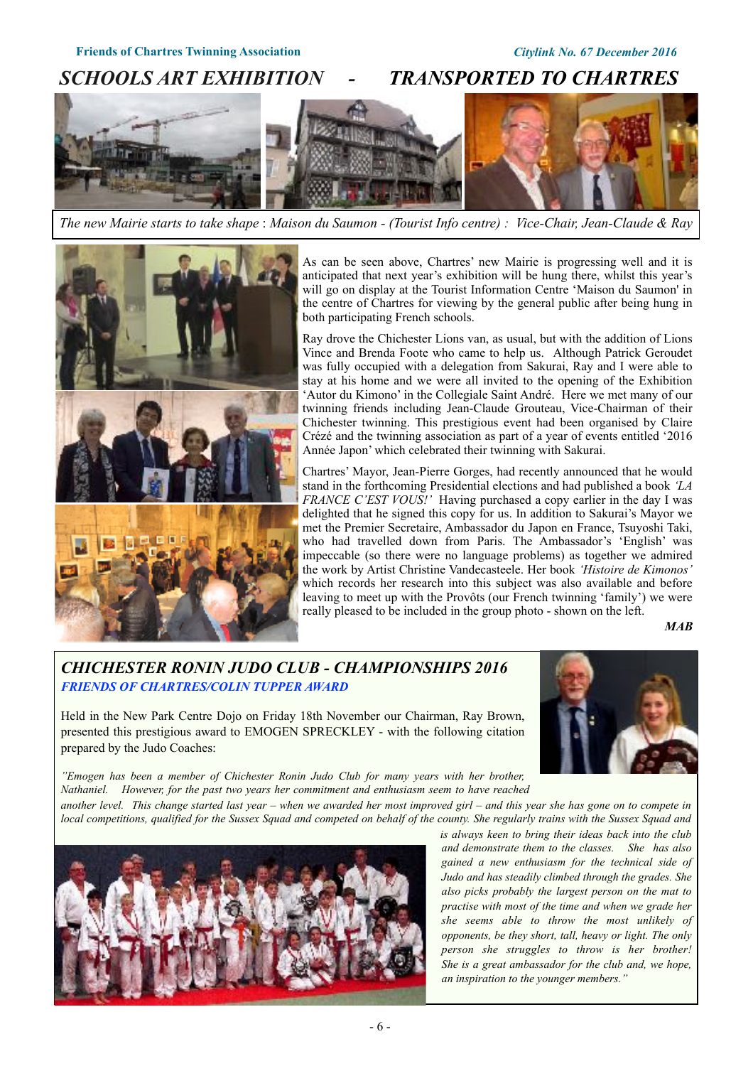# SCHOOLS ART EXHIBITION - TRANSPORTED TO CHARTRES

*The new Mairie starts to take shape* : *Maison du Saumon - (Tourist Info centre)* : *Vice-Chair, Jean-Claude & Ray*

As can be seen above, Chartres' new Mairie is progressing well and it is anticipated that next year's exhibition will be hung there, whilst this year's will go on display at the Tourist Information Centre 'Maison du Saumon' in the centre of Chartres for viewing by the general public after being hung in both participating French schools.

Ray drove the Chichester Lions van, as usual, but with the addition of Lions Vince and Brenda Foote who came to help us. Although Patrick Geroudet was fully occupied with a delegation from Sakurai, Ray and I were able to stay at his home and we were all invited to the opening of the Exhibition 'Autor du Kimono' in the Collegiale Saint André. Here we met many of our twinning friends including Jean-Claude Grouteau, Vice-Chairman of their Chichester twinning. This prestigious event had been organised by Claire Crézé and the twinning association as part of a year of events entitled '2016 Année Japon' which celebrated their twinning with Sakurai.

Chartres' Mayor, Jean-Pierre Gorges, had recently announced that he would stand in the forthcoming Presidential elections and had published a book *'LA FRANCE C'EST VOUS!'* Having purchased a copy earlier in the day I was delighted that he signed this copy for us. In addition to Sakurai's Mayor we met the Premier Secretaire, Ambassador du Japon en France, Tsuyoshi Taki, who had travelled down from Paris. The Ambassador's 'English' was impeccable (so there were no language problems) as together we admired the work by Artist Christine Vandecasteele. Her book *'Histoire de Kimonos'* which records her research into this subject was also available and before leaving to meet up with the Provôts (our French twinning 'family') we were really pleased to be included in the group photo - shown on the left.

***MAB***

## CHICHESTER RONIN JUDO CLUB - CHAMPIONSHIPS 2016

### *FRIENDS OF CHARTRES/COLIN TUPPER AWARD*

Held in the New Park Centre Dojo on Friday 18th November our Chairman, Ray Brown, presented this prestigious award to EMOGEN SPRECKLEY - with the following citation prepared by the Judo Coaches:

*"Emogen has been a member of Chichester Ronin Judo Club for many years with her brother, Nathaniel. However, for the past two years her commitment and enthusiasm seem to have reached another level. This change started last year – when we awarded her most improved girl – and this year she has gone on to compete in local competitions, qualified for the Sussex Squad and competed on behalf of the county. She regularly trains with the Sussex Squad and is always keen to bring their ideas back into the club and demonstrate them to the classes. She has also gained a new enthusiasm for the technical side of Judo and has steadily climbed through the grades. She also picks probably the largest person on the mat to practise with most of the time and when we grade her she seems able to throw the most unlikely of opponents, be they short, tall, heavy or light. The only person she struggles to throw is her brother! She is a great ambassador for the club and, we hope, an inspiration to the younger members."*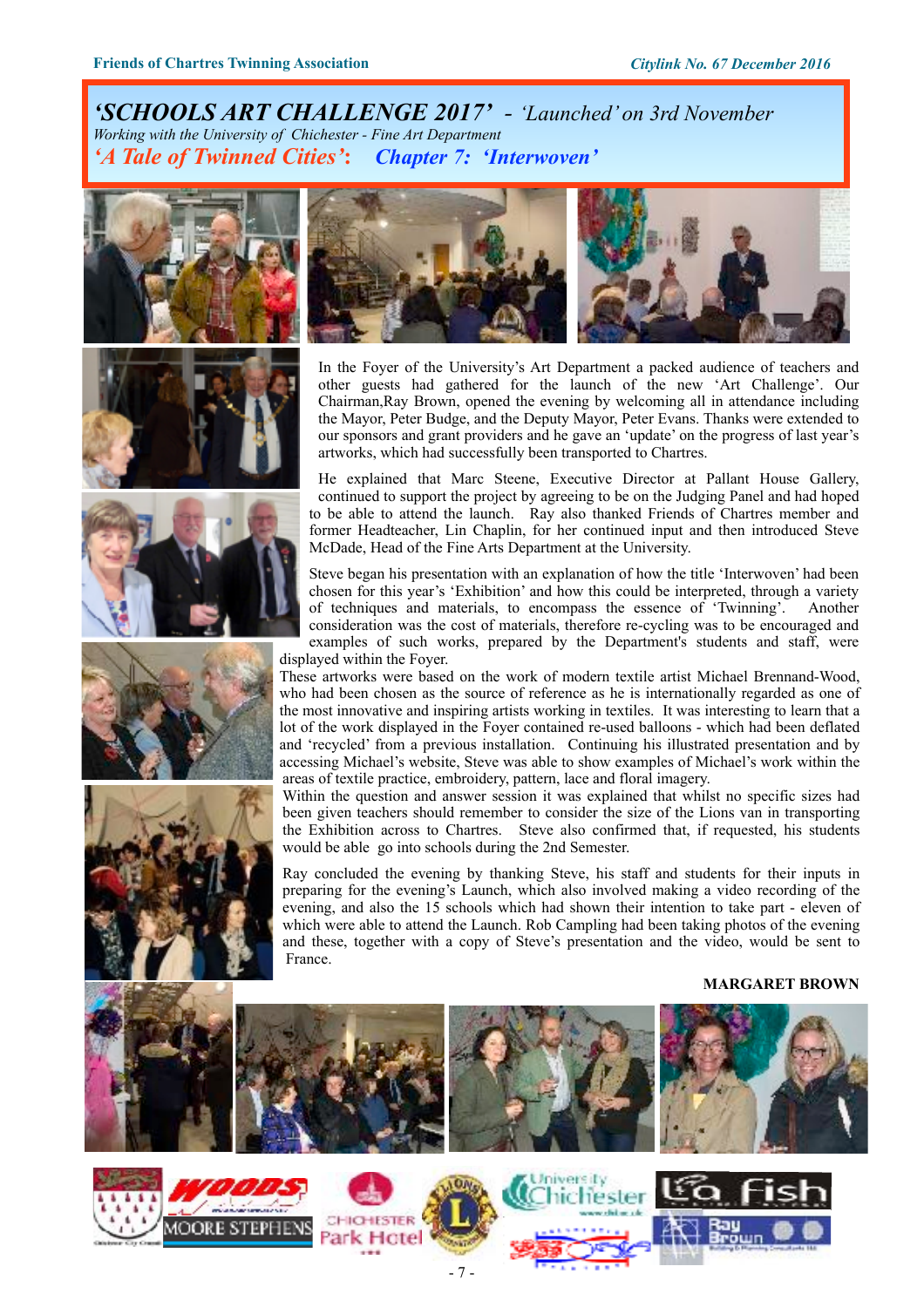# *'SCHOOLS ART CHALLENGE 2017'* - *'Launched' on 3rd November*

*Working with the University of Chichester - Fine Art Department*

## *'A Tale of Twinned Cities': Chapter 7: 'Interwoven'*

In the Foyer of the University's Art Department a packed audience of teachers and other guests had gathered for the launch of the new 'Art Challenge'. Our Chairman,Ray Brown, opened the evening by welcoming all in attendance including the Mayor, Peter Budge, and the Deputy Mayor, Peter Evans. Thanks were extended to our sponsors and grant providers and he gave an 'update' on the progress of last year's artworks, which had successfully been transported to Chartres.

He explained that Marc Steene, Executive Director at Pallant House Gallery, continued to support the project by agreeing to be on the Judging Panel and had hoped to be able to attend the launch. Ray also thanked Friends of Chartres member and former Headteacher, Lin Chaplin, for her continued input and then introduced Steve McDade, Head of the Fine Arts Department at the University.

Steve began his presentation with an explanation of how the title 'Interwoven' had been chosen for this year's 'Exhibition' and how this could be interpreted, through a variety of techniques and materials, to encompass the essence of 'Twinning'. Another consideration was the cost of materials, therefore re-cycling was to be encouraged and examples of such works, prepared by the Department's students and staff, were displayed within the Foyer.

These artworks were based on the work of modern textile artist Michael Brennand-Wood, who had been chosen as the source of reference as he is internationally regarded as one of the most innovative and inspiring artists working in textiles. It was interesting to learn that a lot of the work displayed in the Foyer contained re-used balloons - which had been deflated and 'recycled' from a previous installation. Continuing his illustrated presentation and by accessing Michael's website, Steve was able to show examples of Michael's work within the areas of textile practice, embroidery, pattern, lace and floral imagery.

Within the question and answer session it was explained that whilst no specific sizes had been given teachers should remember to consider the size of the Lions van in transporting the Exhibition across to Chartres. Steve also confirmed that, if requested, his students would be able go into schools during the 2nd Semester.

Ray concluded the evening by thanking Steve, his staff and students for their inputs in preparing for the evening's Launch, which also involved making a video recording of the evening, and also the 15 schools which had shown their intention to take part - eleven of which were able to attend the Launch. Rob Campling had been taking photos of the evening and these, together with a copy of Steve's presentation and the video, would be sent to France.

**MARGARET BROWN**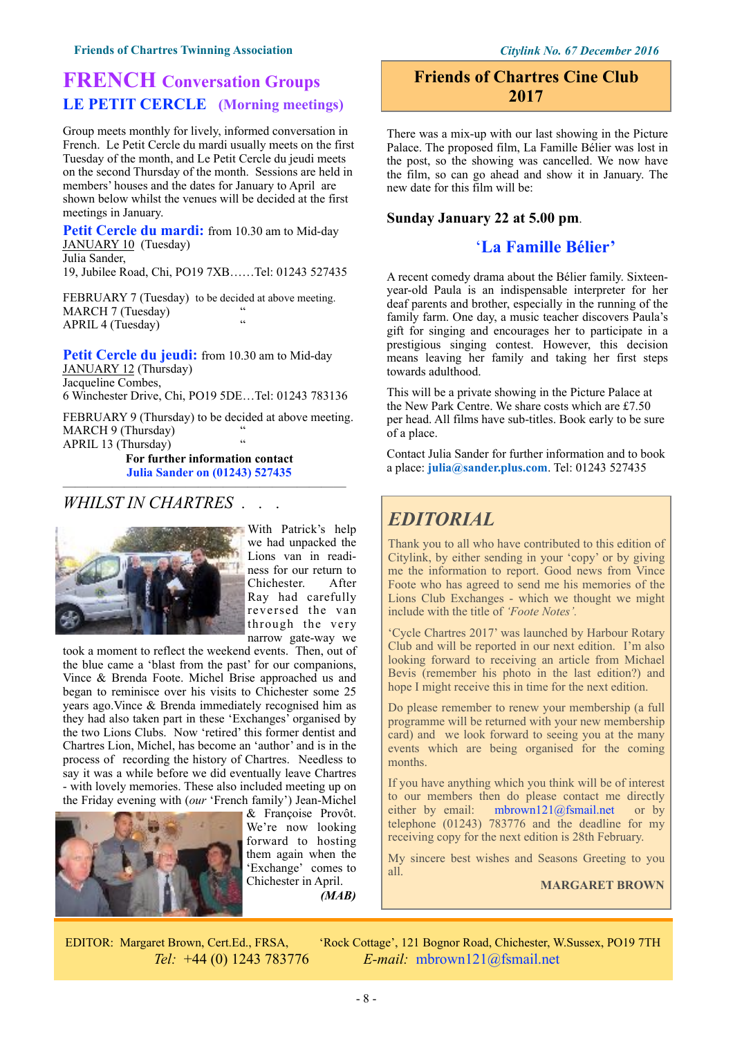# FRENCH Conversation Groups

## LE PETIT CERCLE (Morning meetings)

Group meets monthly for lively, informed conversation in French. Le Petit Cercle du mardi usually meets on the first Tuesday of the month, and Le Petit Cercle du jeudi meets on the second Thursday of the month. Sessions are held in members' houses and the dates for January to April are shown below whilst the venues will be decided at the first meetings in January.

**Petit Cercle du mardi:** from 10.30 am to Mid-day
JANUARY 10 (Tuesday)
Julia Sander,
19, Jubilee Road, Chi, PO19 7XB……Tel: 01243 527435

FEBRUARY 7 (Tuesday) to be decided at above meeting.
MARCH 7 (Tuesday) "
APRIL 4 (Tuesday) "

**Petit Cercle du jeudi:** from 10.30 am to Mid-day
JANUARY 12 (Thursday)
Jacqueline Combes,
6 Winchester Drive, Chi, PO19 5DE…Tel: 01243 783136

FEBRUARY 9 (Thursday) to be decided at above meeting.
MARCH 9 (Thursday) "
APRIL 13 (Thursday) "

**For further information contact**
**Julia Sander on (01243) 527435**

---

## *WHILST IN CHARTRES . . .*

With Patrick's help we had unpacked the Lions van in readiness for our return to Chichester. After Ray had carefully reversed the van through the very narrow gate-way we took a moment to reflect the weekend events. Then, out of the blue came a 'blast from the past' for our companions, Vince & Brenda Foote. Michel Brise approached us and began to reminisce over his visits to Chichester some 25 years ago.Vince & Brenda immediately recognised him as they had also taken part in these 'Exchanges' organised by the two Lions Clubs. Now 'retired' this former dentist and Chartres Lion, Michel, has become an 'author' and is in the process of recording the history of Chartres. Needless to say it was a while before we did eventually leave Chartres - with lovely memories. These also included meeting up on the Friday evening with (*our* 'French family') Jean-Michel & Françoise Provôt. We're now looking forward to hosting them again when the 'Exchange' comes to Chichester in April.

***(MAB)***

## Friends of Chartres Cine Club 2017

There was a mix-up with our last showing in the Picture Palace. The proposed film, La Famille Bélier was lost in the post, so the showing was cancelled. We now have the film, so can go ahead and show it in January. The new date for this film will be:

**Sunday January 22 at 5.00 pm**.

### 'La Famille Bélier'

A recent comedy drama about the Bélier family. Sixteen-year-old Paula is an indispensable interpreter for her deaf parents and brother, especially in the running of the family farm. One day, a music teacher discovers Paula's gift for singing and encourages her to participate in a prestigious singing contest. However, this decision means leaving her family and taking her first steps towards adulthood.

This will be a private showing in the Picture Palace at the New Park Centre. We share costs which are £7.50 per head. All films have sub-titles. Book early to be sure of a place.

Contact Julia Sander for further information and to book a place: **julia@sander.plus.com**. Tel: 01243 527435

## *EDITORIAL*

Thank you to all who have contributed to this edition of Citylink, by either sending in your 'copy' or by giving me the information to report. Good news from Vince Foote who has agreed to send me his memories of the Lions Club Exchanges - which we thought we might include with the title of *'Foote Notes'.*

'Cycle Chartres 2017' was launched by Harbour Rotary Club and will be reported in our next edition. I'm also looking forward to receiving an article from Michael Bevis (remember his photo in the last edition?) and hope I might receive this in time for the next edition.

Do please remember to renew your membership (a full programme will be returned with your new membership card) and we look forward to seeing you at the many events which are being organised for the coming months.

If you have anything which you think will be of interest to our members then do please contact me directly either by email: mbrown121@fsmail.net or by telephone (01243) 783776 and the deadline for my receiving copy for the next edition is 28th February.

My sincere best wishes and Seasons Greeting to you all.

**MARGARET BROWN**

---

EDITOR: Margaret Brown, Cert.Ed., FRSA, 'Rock Cottage', 121 Bognor Road, Chichester, W.Sussex, PO19 7TH
*Tel:* +44 (0) 1243 783776 *E-mail:* mbrown121@fsmail.net